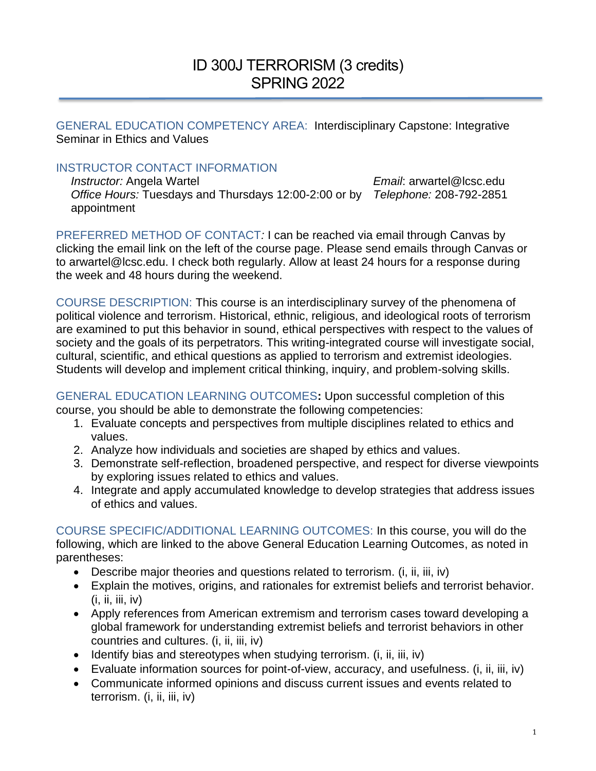# ID 300J TERRORISM (3 credits)
# SPRING 2022

GENERAL EDUCATION COMPETENCY AREA: Interdisciplinary Capstone: Integrative Seminar in Ethics and Values

## INSTRUCTOR CONTACT INFORMATION

*Instructor:* Angela Wartel
*Office Hours:* Tuesdays and Thursdays 12:00-2:00 or by appointment
*Email*: arwartel@lcsc.edu
*Telephone:* 208-792-2851

PREFERRED METHOD OF CONTACT*:* I can be reached via email through Canvas by clicking the email link on the left of the course page. Please send emails through Canvas or to arwartel@lcsc.edu. I check both regularly. Allow at least 24 hours for a response during the week and 48 hours during the weekend.

COURSE DESCRIPTION: This course is an interdisciplinary survey of the phenomena of political violence and terrorism. Historical, ethnic, religious, and ideological roots of terrorism are examined to put this behavior in sound, ethical perspectives with respect to the values of society and the goals of its perpetrators. This writing-integrated course will investigate social, cultural, scientific, and ethical questions as applied to terrorism and extremist ideologies. Students will develop and implement critical thinking, inquiry, and problem-solving skills.

GENERAL EDUCATION LEARNING OUTCOMES**:** Upon successful completion of this course, you should be able to demonstrate the following competencies:

1. Evaluate concepts and perspectives from multiple disciplines related to ethics and values.
2. Analyze how individuals and societies are shaped by ethics and values.
3. Demonstrate self-reflection, broadened perspective, and respect for diverse viewpoints by exploring issues related to ethics and values.
4. Integrate and apply accumulated knowledge to develop strategies that address issues of ethics and values.

COURSE SPECIFIC/ADDITIONAL LEARNING OUTCOMES: In this course, you will do the following, which are linked to the above General Education Learning Outcomes, as noted in parentheses:

- Describe major theories and questions related to terrorism. (i, ii, iii, iv)
- Explain the motives, origins, and rationales for extremist beliefs and terrorist behavior. (i, ii, iii, iv)
- Apply references from American extremism and terrorism cases toward developing a global framework for understanding extremist beliefs and terrorist behaviors in other countries and cultures. (i, ii, iii, iv)
- Identify bias and stereotypes when studying terrorism. (i, ii, iii, iv)
- Evaluate information sources for point-of-view, accuracy, and usefulness. (i, ii, iii, iv)
- Communicate informed opinions and discuss current issues and events related to terrorism. (i, ii, iii, iv)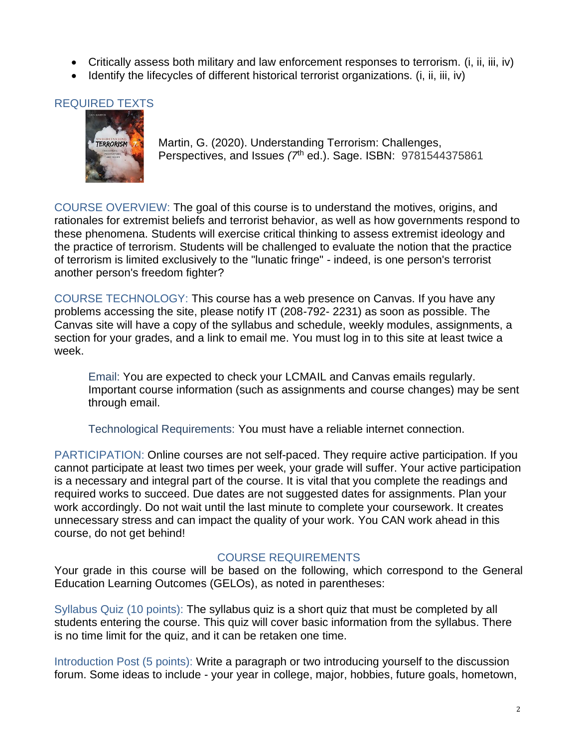- Critically assess both military and law enforcement responses to terrorism. (i, ii, iii, iv)
- Identify the lifecycles of different historical terrorist organizations. (i, ii, iii, iv)

## REQUIRED TEXTS

Martin, G. (2020). Understanding Terrorism: Challenges, Perspectives, and Issues *(7th* ed.). Sage. ISBN: 9781544375861

COURSE OVERVIEW: The goal of this course is to understand the motives, origins, and rationales for extremist beliefs and terrorist behavior, as well as how governments respond to these phenomena. Students will exercise critical thinking to assess extremist ideology and the practice of terrorism. Students will be challenged to evaluate the notion that the practice of terrorism is limited exclusively to the "lunatic fringe" - indeed, is one person's terrorist another person's freedom fighter?

COURSE TECHNOLOGY: This course has a web presence on Canvas. If you have any problems accessing the site, please notify IT (208-792- 2231) as soon as possible. The Canvas site will have a copy of the syllabus and schedule, weekly modules, assignments, a section for your grades, and a link to email me. You must log in to this site at least twice a week.

> Email: You are expected to check your LCMAIL and Canvas emails regularly. Important course information (such as assignments and course changes) may be sent through email.
>
> Technological Requirements: You must have a reliable internet connection.

PARTICIPATION: Online courses are not self-paced. They require active participation. If you cannot participate at least two times per week, your grade will suffer. Your active participation is a necessary and integral part of the course. It is vital that you complete the readings and required works to succeed. Due dates are not suggested dates for assignments. Plan your work accordingly. Do not wait until the last minute to complete your coursework. It creates unnecessary stress and can impact the quality of your work. You CAN work ahead in this course, do not get behind!

## COURSE REQUIREMENTS

Your grade in this course will be based on the following, which correspond to the General Education Learning Outcomes (GELOs), as noted in parentheses:

Syllabus Quiz (10 points): The syllabus quiz is a short quiz that must be completed by all students entering the course. This quiz will cover basic information from the syllabus. There is no time limit for the quiz, and it can be retaken one time.

Introduction Post (5 points): Write a paragraph or two introducing yourself to the discussion forum. Some ideas to include - your year in college, major, hobbies, future goals, hometown,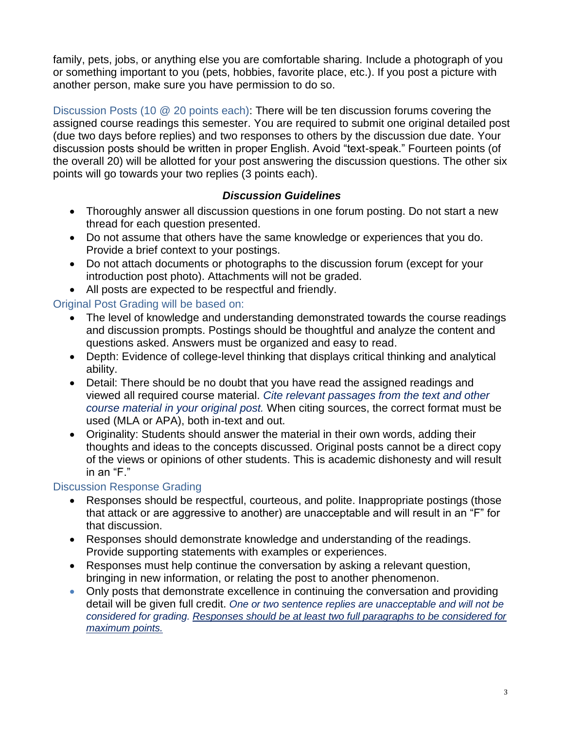family, pets, jobs, or anything else you are comfortable sharing. Include a photograph of you or something important to you (pets, hobbies, favorite place, etc.). If you post a picture with another person, make sure you have permission to do so.

Discussion Posts (10 @ 20 points each): There will be ten discussion forums covering the assigned course readings this semester. You are required to submit one original detailed post (due two days before replies) and two responses to others by the discussion due date. Your discussion posts should be written in proper English. Avoid "text-speak." Fourteen points (of the overall 20) will be allotted for your post answering the discussion questions. The other six points will go towards your two replies (3 points each).

### *Discussion Guidelines*

- Thoroughly answer all discussion questions in one forum posting. Do not start a new thread for each question presented.
- Do not assume that others have the same knowledge or experiences that you do. Provide a brief context to your postings.
- Do not attach documents or photographs to the discussion forum (except for your introduction post photo). Attachments will not be graded.
- All posts are expected to be respectful and friendly.

Original Post Grading will be based on:

- The level of knowledge and understanding demonstrated towards the course readings and discussion prompts. Postings should be thoughtful and analyze the content and questions asked. Answers must be organized and easy to read.
- Depth: Evidence of college-level thinking that displays critical thinking and analytical ability.
- Detail: There should be no doubt that you have read the assigned readings and viewed all required course material. *Cite relevant passages from the text and other course material in your original post.* When citing sources, the correct format must be used (MLA or APA), both in-text and out.
- Originality: Students should answer the material in their own words, adding their thoughts and ideas to the concepts discussed. Original posts cannot be a direct copy of the views or opinions of other students. This is academic dishonesty and will result in an "F."

Discussion Response Grading

- Responses should be respectful, courteous, and polite. Inappropriate postings (those that attack or are aggressive to another) are unacceptable and will result in an "F" for that discussion.
- Responses should demonstrate knowledge and understanding of the readings. Provide supporting statements with examples or experiences.
- Responses must help continue the conversation by asking a relevant question, bringing in new information, or relating the post to another phenomenon.
- Only posts that demonstrate excellence in continuing the conversation and providing detail will be given full credit. *One or two sentence replies are unacceptable and will not be considered for grading.* *Responses should be at least two full paragraphs to be considered for maximum points.*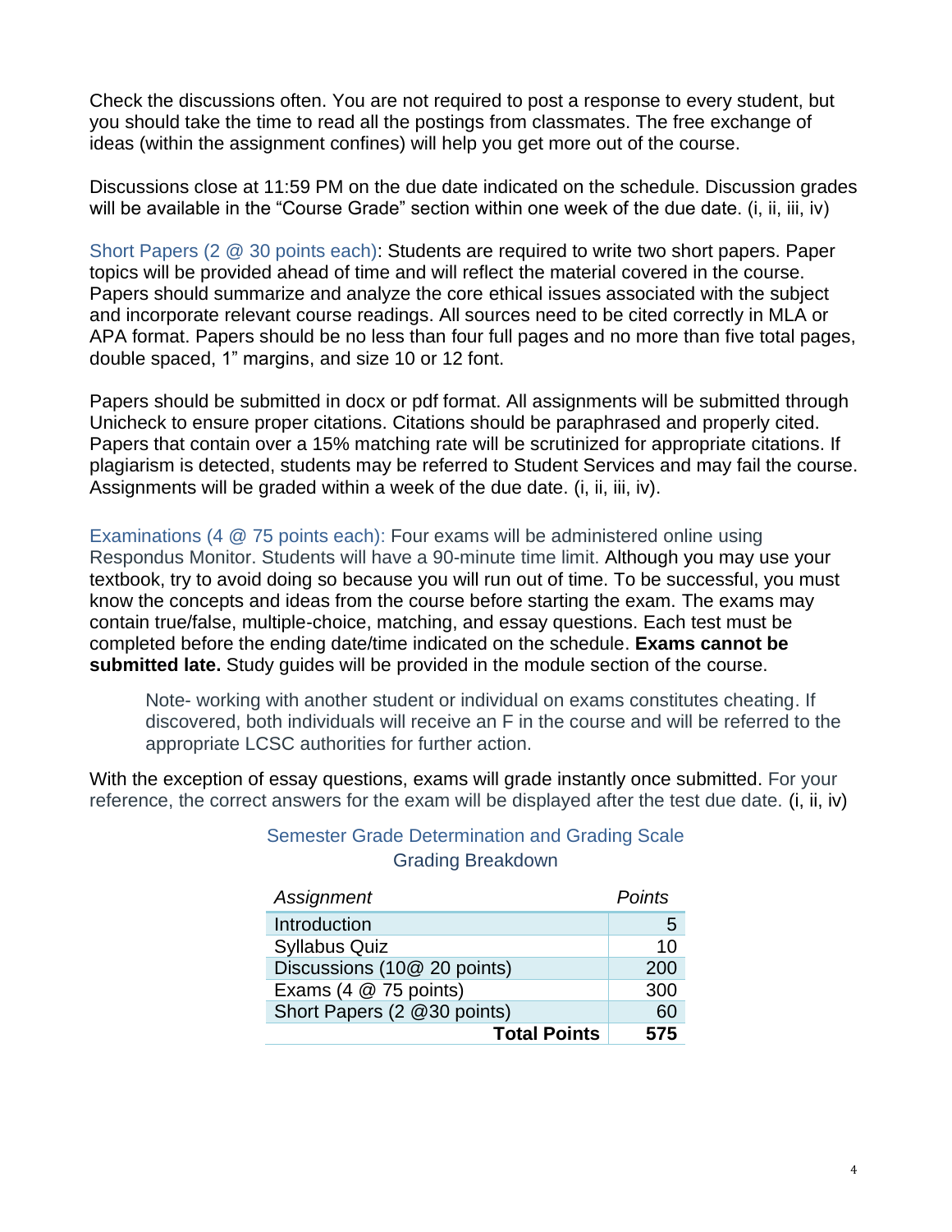Check the discussions often. You are not required to post a response to every student, but you should take the time to read all the postings from classmates. The free exchange of ideas (within the assignment confines) will help you get more out of the course.

Discussions close at 11:59 PM on the due date indicated on the schedule. Discussion grades will be available in the "Course Grade" section within one week of the due date. (i, ii, iii, iv)

Short Papers (2 @ 30 points each): Students are required to write two short papers. Paper topics will be provided ahead of time and will reflect the material covered in the course. Papers should summarize and analyze the core ethical issues associated with the subject and incorporate relevant course readings. All sources need to be cited correctly in MLA or APA format. Papers should be no less than four full pages and no more than five total pages, double spaced, 1" margins, and size 10 or 12 font.

Papers should be submitted in docx or pdf format. All assignments will be submitted through Unicheck to ensure proper citations. Citations should be paraphrased and properly cited. Papers that contain over a 15% matching rate will be scrutinized for appropriate citations. If plagiarism is detected, students may be referred to Student Services and may fail the course. Assignments will be graded within a week of the due date. (i, ii, iii, iv).

Examinations (4 @ 75 points each): Four exams will be administered online using Respondus Monitor. Students will have a 90-minute time limit. Although you may use your textbook, try to avoid doing so because you will run out of time. To be successful, you must know the concepts and ideas from the course before starting the exam. The exams may contain true/false, multiple-choice, matching, and essay questions. Each test must be completed before the ending date/time indicated on the schedule. **Exams cannot be submitted late.** Study guides will be provided in the module section of the course.

> Note- working with another student or individual on exams constitutes cheating. If discovered, both individuals will receive an F in the course and will be referred to the appropriate LCSC authorities for further action.

With the exception of essay questions, exams will grade instantly once submitted. For your reference, the correct answers for the exam will be displayed after the test due date. (i, ii, iv)

## Semester Grade Determination and Grading Scale

### Grading Breakdown

| *Assignment* | *Points* |
|---|---|
| Introduction | 5 |
| Syllabus Quiz | 10 |
| Discussions (10@ 20 points) | 200 |
| Exams (4 @ 75 points) | 300 |
| Short Papers (2 @30 points) | 60 |
| **Total Points** | **575** |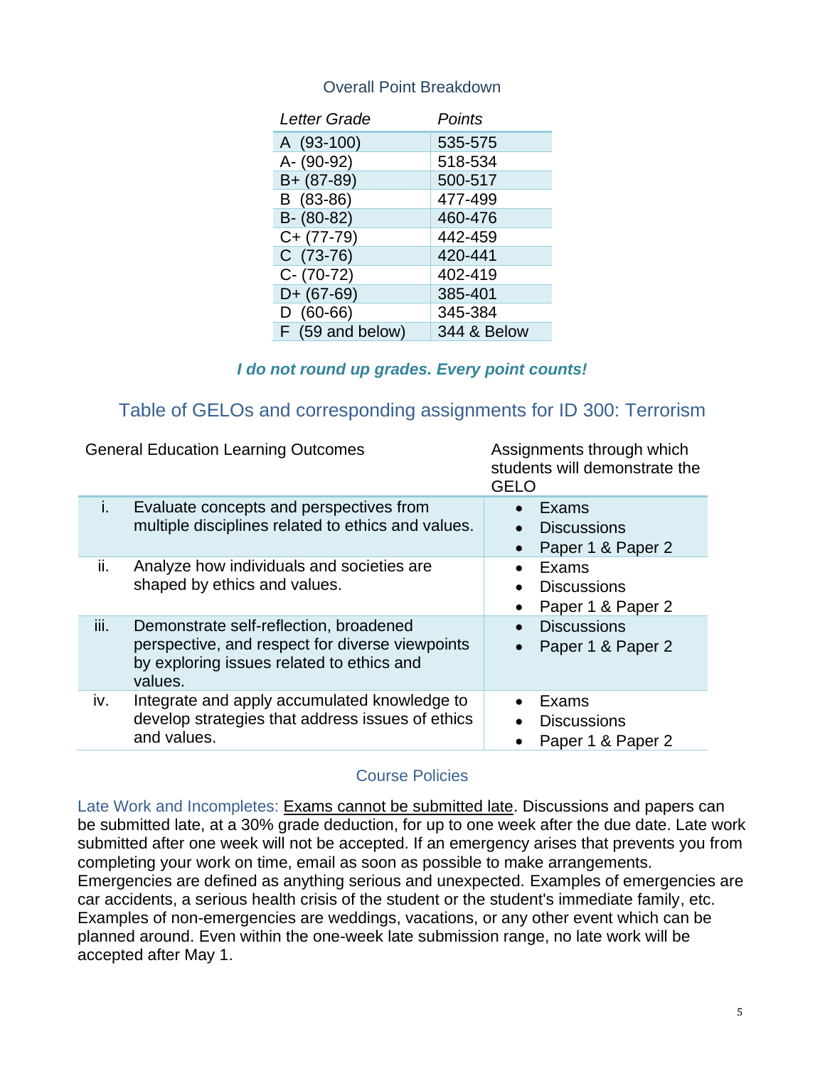## Overall Point Breakdown

| *Letter Grade* | *Points* |
|---|---|
| A (93-100) | 535-575 |
| A- (90-92) | 518-534 |
| B+ (87-89) | 500-517 |
| B (83-86) | 477-499 |
| B- (80-82) | 460-476 |
| C+ (77-79) | 442-459 |
| C (73-76) | 420-441 |
| C- (70-72) | 402-419 |
| D+ (67-69) | 385-401 |
| D (60-66) | 345-384 |
| F (59 and below) | 344 & Below |

***I do not round up grades. Every point counts!***

## Table of GELOs and corresponding assignments for ID 300: Terrorism

| | General Education Learning Outcomes | Assignments through which students will demonstrate the GELO |
|---|---|---|
| i. | Evaluate concepts and perspectives from multiple disciplines related to ethics and values. | • Exams<br>• Discussions<br>• Paper 1 & Paper 2 |
| ii. | Analyze how individuals and societies are shaped by ethics and values. | • Exams<br>• Discussions<br>• Paper 1 & Paper 2 |
| iii. | Demonstrate self-reflection, broadened perspective, and respect for diverse viewpoints by exploring issues related to ethics and values. | • Discussions<br>• Paper 1 & Paper 2 |
| iv. | Integrate and apply accumulated knowledge to develop strategies that address issues of ethics and values. | • Exams<br>• Discussions<br>• Paper 1 & Paper 2 |

## Course Policies

Late Work and Incompletes: Exams cannot be submitted late. Discussions and papers can be submitted late, at a 30% grade deduction, for up to one week after the due date. Late work submitted after one week will not be accepted. If an emergency arises that prevents you from completing your work on time, email as soon as possible to make arrangements. Emergencies are defined as anything serious and unexpected. Examples of emergencies are car accidents, a serious health crisis of the student or the student's immediate family, etc. Examples of non-emergencies are weddings, vacations, or any other event which can be planned around. Even within the one-week late submission range, no late work will be accepted after May 1.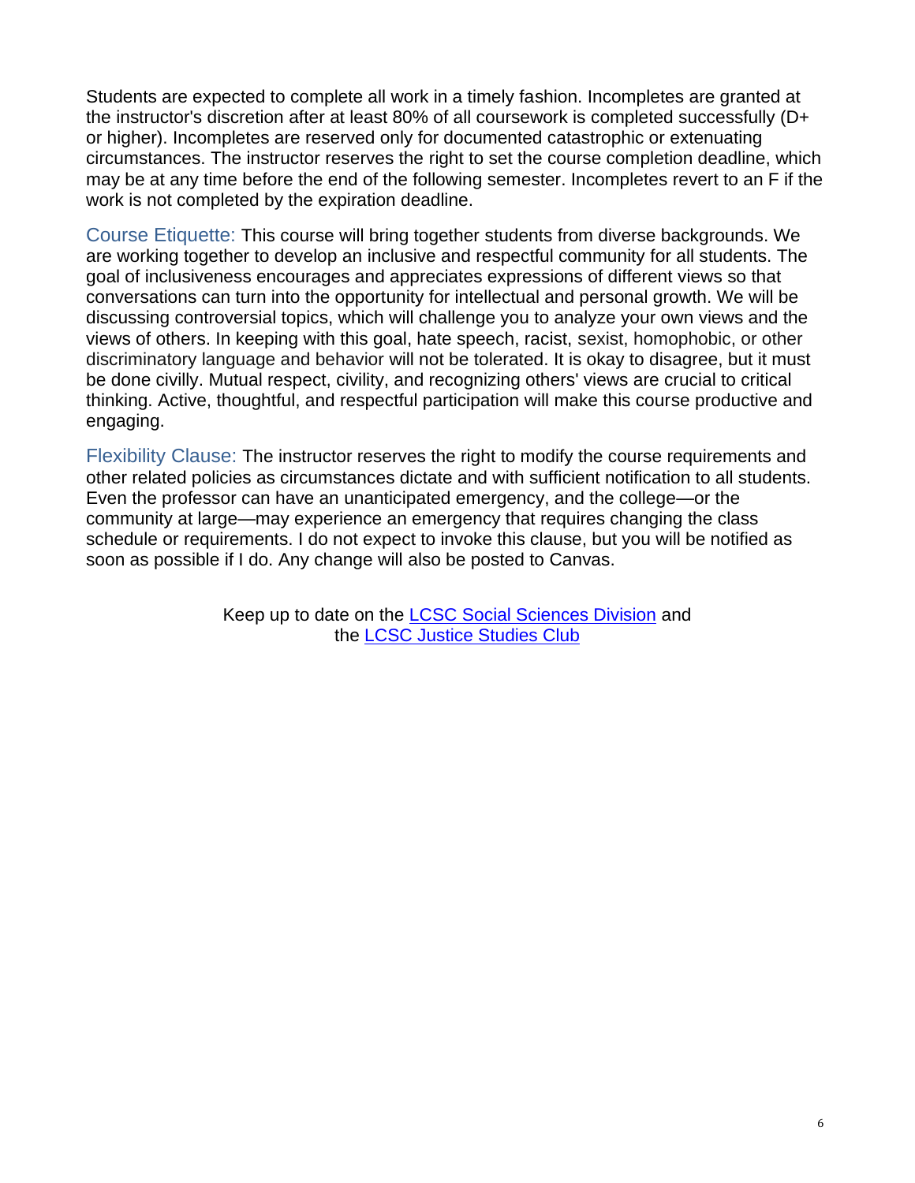Students are expected to complete all work in a timely fashion. Incompletes are granted at the instructor's discretion after at least 80% of all coursework is completed successfully (D+ or higher). Incompletes are reserved only for documented catastrophic or extenuating circumstances. The instructor reserves the right to set the course completion deadline, which may be at any time before the end of the following semester. Incompletes revert to an F if the work is not completed by the expiration deadline.

Course Etiquette: This course will bring together students from diverse backgrounds. We are working together to develop an inclusive and respectful community for all students. The goal of inclusiveness encourages and appreciates expressions of different views so that conversations can turn into the opportunity for intellectual and personal growth. We will be discussing controversial topics, which will challenge you to analyze your own views and the views of others. In keeping with this goal, hate speech, racist, sexist, homophobic, or other discriminatory language and behavior will not be tolerated. It is okay to disagree, but it must be done civilly. Mutual respect, civility, and recognizing others' views are crucial to critical thinking. Active, thoughtful, and respectful participation will make this course productive and engaging.

Flexibility Clause: The instructor reserves the right to modify the course requirements and other related policies as circumstances dictate and with sufficient notification to all students. Even the professor can have an unanticipated emergency, and the college—or the community at large—may experience an emergency that requires changing the class schedule or requirements. I do not expect to invoke this clause, but you will be notified as soon as possible if I do. Any change will also be posted to Canvas.

Keep up to date on the LCSC Social Sciences Division and the LCSC Justice Studies Club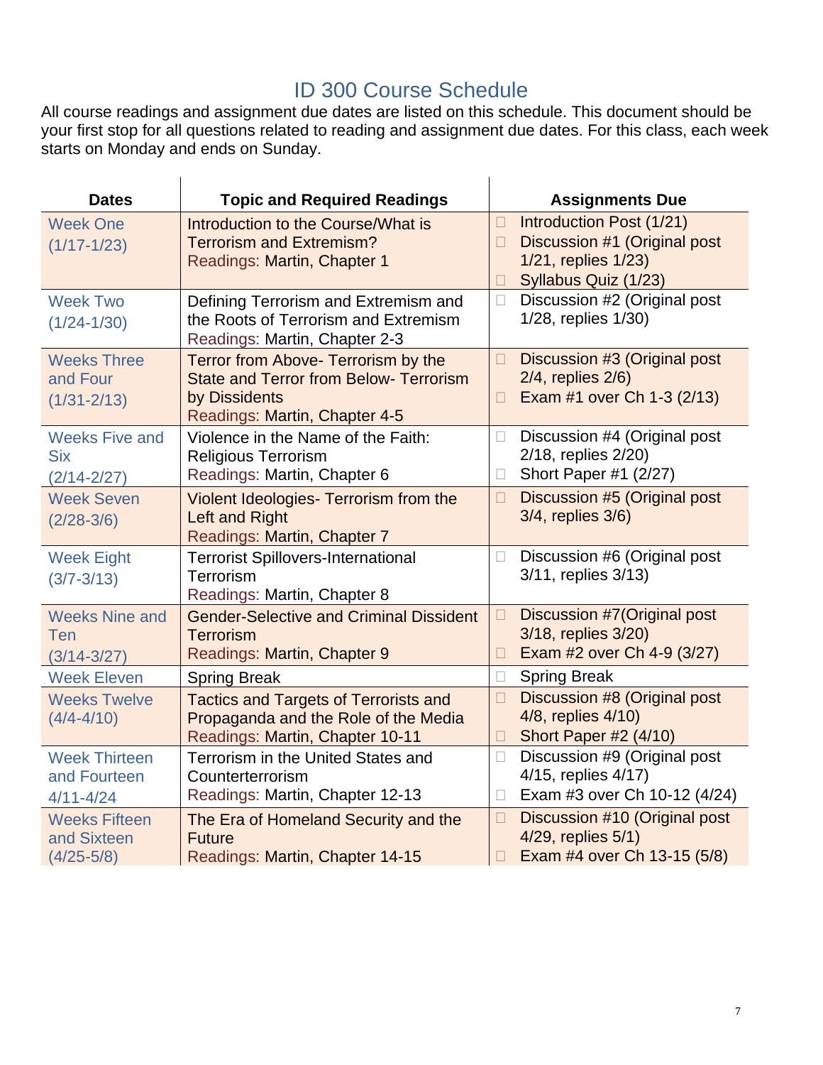# ID 300 Course Schedule

All course readings and assignment due dates are listed on this schedule. This document should be your first stop for all questions related to reading and assignment due dates. For this class, each week starts on Monday and ends on Sunday.

| Dates | Topic and Required Readings | Assignments Due |
|---|---|---|
| Week One (1/17-1/23) | Introduction to the Course/What is Terrorism and Extremism?<br>Readings: Martin, Chapter 1 | Introduction Post (1/21)<br>Discussion #1 (Original post 1/21, replies 1/23)<br>Syllabus Quiz (1/23) |
| Week Two (1/24-1/30) | Defining Terrorism and Extremism and the Roots of Terrorism and Extremism<br>Readings: Martin, Chapter 2-3 | Discussion #2 (Original post 1/28, replies 1/30) |
| Weeks Three and Four (1/31-2/13) | Terror from Above- Terrorism by the State and Terror from Below- Terrorism by Dissidents<br>Readings: Martin, Chapter 4-5 | Discussion #3 (Original post 2/4, replies 2/6)<br>Exam #1 over Ch 1-3 (2/13) |
| Weeks Five and Six (2/14-2/27) | Violence in the Name of the Faith: Religious Terrorism<br>Readings: Martin, Chapter 6 | Discussion #4 (Original post 2/18, replies 2/20)<br>Short Paper #1 (2/27) |
| Week Seven (2/28-3/6) | Violent Ideologies- Terrorism from the Left and Right<br>Readings: Martin, Chapter 7 | Discussion #5 (Original post 3/4, replies 3/6) |
| Week Eight (3/7-3/13) | Terrorist Spillovers-International Terrorism<br>Readings: Martin, Chapter 8 | Discussion #6 (Original post 3/11, replies 3/13) |
| Weeks Nine and Ten (3/14-3/27) | Gender-Selective and Criminal Dissident Terrorism<br>Readings: Martin, Chapter 9 | Discussion #7(Original post 3/18, replies 3/20)<br>Exam #2 over Ch 4-9 (3/27) |
| Week Eleven | Spring Break | Spring Break |
| Weeks Twelve (4/4-4/10) | Tactics and Targets of Terrorists and Propaganda and the Role of the Media<br>Readings: Martin, Chapter 10-11 | Discussion #8 (Original post 4/8, replies 4/10)<br>Short Paper #2 (4/10) |
| Week Thirteen and Fourteen 4/11-4/24 | Terrorism in the United States and Counterterrorism<br>Readings: Martin, Chapter 12-13 | Discussion #9 (Original post 4/15, replies 4/17)<br>Exam #3 over Ch 10-12 (4/24) |
| Weeks Fifteen and Sixteen (4/25-5/8) | The Era of Homeland Security and the Future<br>Readings: Martin, Chapter 14-15 | Discussion #10 (Original post 4/29, replies 5/1)<br>Exam #4 over Ch 13-15 (5/8) |